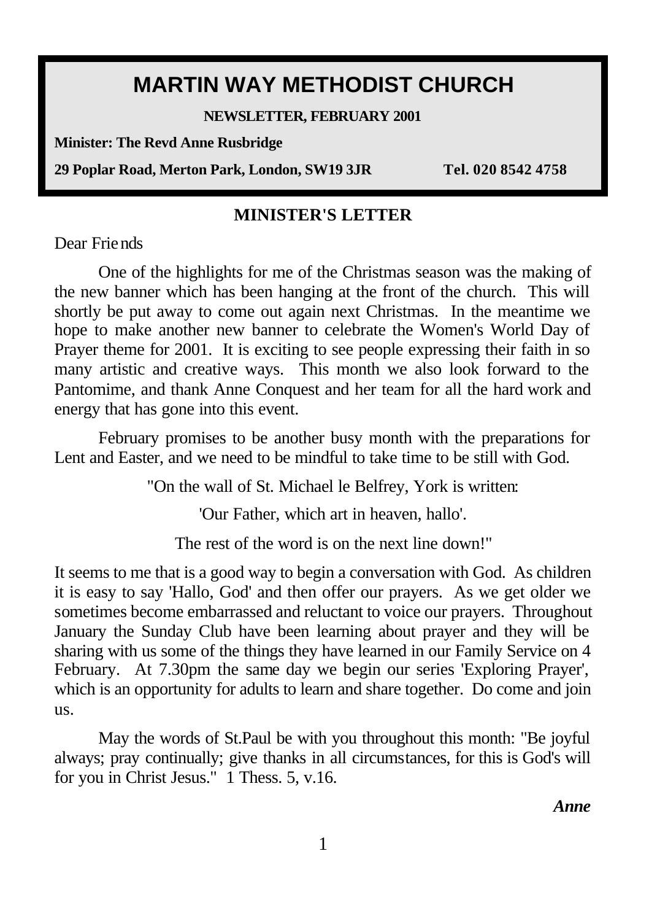# MARTIN WAY METHODIST CHURCH

**NEWSLETTER, FEBRUARY 2001**

**Minister: The Revd Anne Rusbridge**

**29 Poplar Road, Merton Park, London, SW19 3JR Tel. 020 8542 4758**

## MINISTER'S LETTER

Dear Friends

One of the highlights for me of the Christmas season was the making of the new banner which has been hanging at the front of the church. This will shortly be put away to come out again next Christmas. In the meantime we hope to make another new banner to celebrate the Women's World Day of Prayer theme for 2001. It is exciting to see people expressing their faith in so many artistic and creative ways. This month we also look forward to the Pantomime, and thank Anne Conquest and her team for all the hard work and energy that has gone into this event.

February promises to be another busy month with the preparations for Lent and Easter, and we need to be mindful to take time to be still with God.

"On the wall of St. Michael le Belfrey, York is written:

'Our Father, which art in heaven, hallo'.

The rest of the word is on the next line down!"

It seems to me that is a good way to begin a conversation with God. As children it is easy to say 'Hallo, God' and then offer our prayers. As we get older we sometimes become embarrassed and reluctant to voice our prayers. Throughout January the Sunday Club have been learning about prayer and they will be sharing with us some of the things they have learned in our Family Service on 4 February. At 7.30pm the same day we begin our series 'Exploring Prayer', which is an opportunity for adults to learn and share together. Do come and join us.

May the words of St.Paul be with you throughout this month: "Be joyful always; pray continually; give thanks in all circumstances, for this is God's will for you in Christ Jesus." 1 Thess. 5, v.16.

***Anne***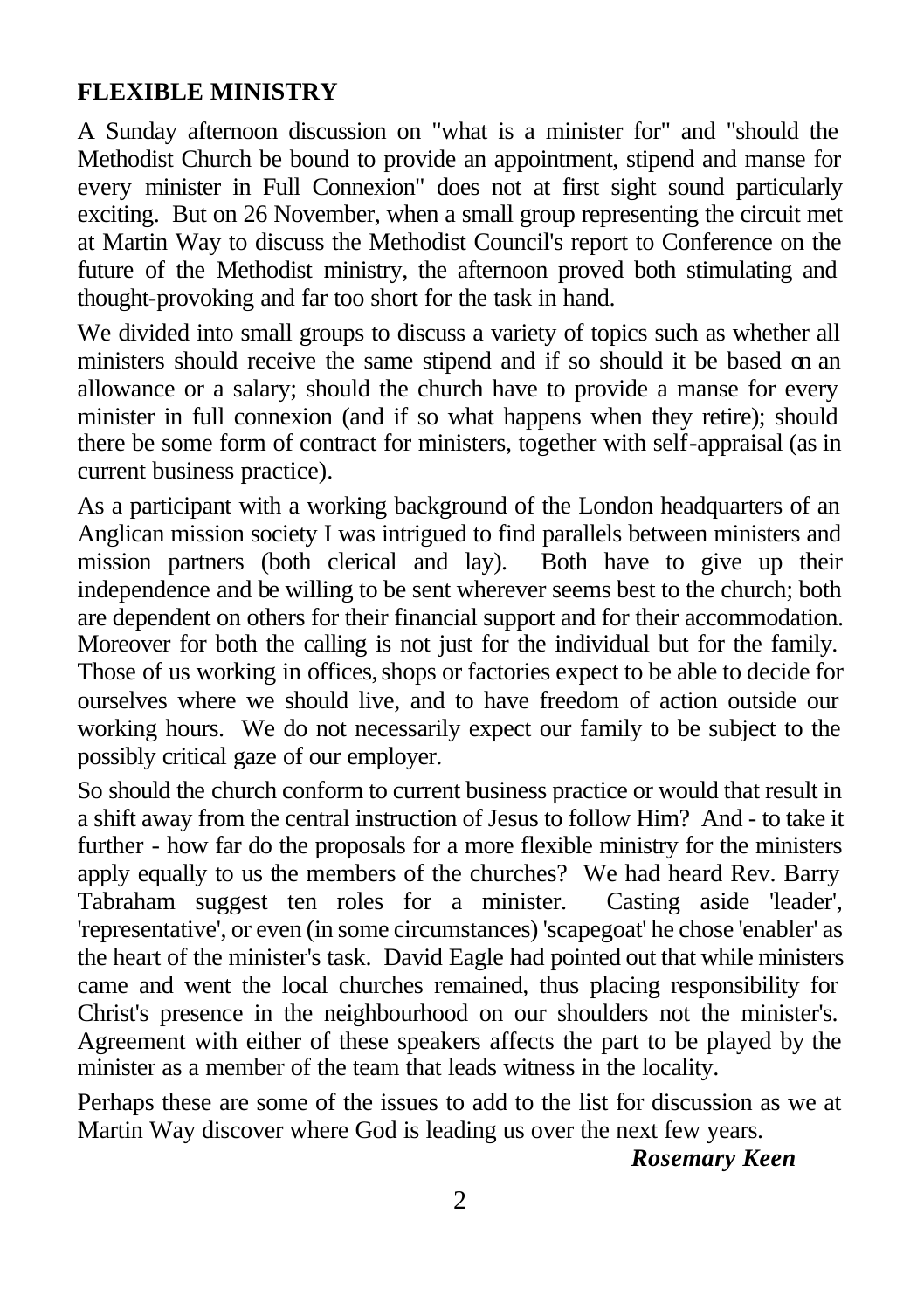## FLEXIBLE MINISTRY

A Sunday afternoon discussion on "what is a minister for" and "should the Methodist Church be bound to provide an appointment, stipend and manse for every minister in Full Connexion" does not at first sight sound particularly exciting. But on 26 November, when a small group representing the circuit met at Martin Way to discuss the Methodist Council's report to Conference on the future of the Methodist ministry, the afternoon proved both stimulating and thought-provoking and far too short for the task in hand.

We divided into small groups to discuss a variety of topics such as whether all ministers should receive the same stipend and if so should it be based on an allowance or a salary; should the church have to provide a manse for every minister in full connexion (and if so what happens when they retire); should there be some form of contract for ministers, together with self-appraisal (as in current business practice).

As a participant with a working background of the London headquarters of an Anglican mission society I was intrigued to find parallels between ministers and mission partners (both clerical and lay). Both have to give up their independence and be willing to be sent wherever seems best to the church; both are dependent on others for their financial support and for their accommodation. Moreover for both the calling is not just for the individual but for the family. Those of us working in offices, shops or factories expect to be able to decide for ourselves where we should live, and to have freedom of action outside our working hours. We do not necessarily expect our family to be subject to the possibly critical gaze of our employer.

So should the church conform to current business practice or would that result in a shift away from the central instruction of Jesus to follow Him? And - to take it further - how far do the proposals for a more flexible ministry for the ministers apply equally to us the members of the churches? We had heard Rev. Barry Tabraham suggest ten roles for a minister. Casting aside 'leader', 'representative', or even (in some circumstances) 'scapegoat' he chose 'enabler' as the heart of the minister's task. David Eagle had pointed out that while ministers came and went the local churches remained, thus placing responsibility for Christ's presence in the neighbourhood on our shoulders not the minister's. Agreement with either of these speakers affects the part to be played by the minister as a member of the team that leads witness in the locality.

Perhaps these are some of the issues to add to the list for discussion as we at Martin Way discover where God is leading us over the next few years.

***Rosemary Keen***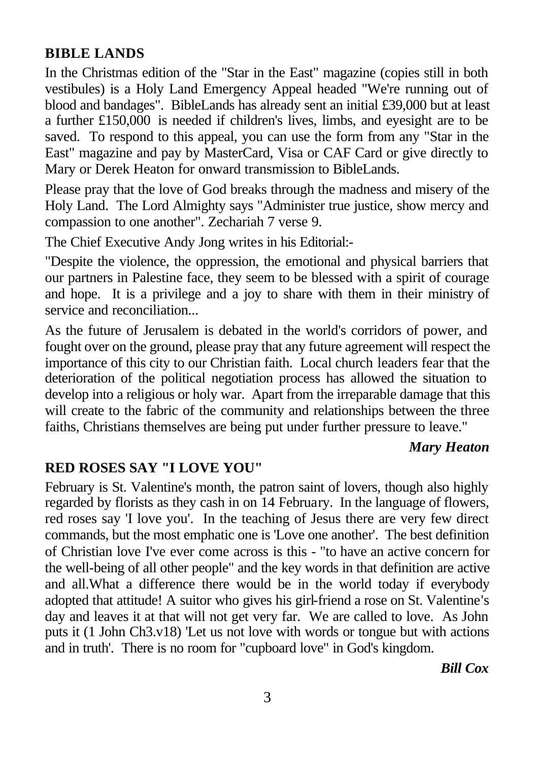## BIBLE LANDS

In the Christmas edition of the "Star in the East" magazine (copies still in both vestibules) is a Holy Land Emergency Appeal headed "We're running out of blood and bandages". BibleLands has already sent an initial £39,000 but at least a further £150,000 is needed if children's lives, limbs, and eyesight are to be saved. To respond to this appeal, you can use the form from any "Star in the East" magazine and pay by MasterCard, Visa or CAF Card or give directly to Mary or Derek Heaton for onward transmission to BibleLands.

Please pray that the love of God breaks through the madness and misery of the Holy Land. The Lord Almighty says "Administer true justice, show mercy and compassion to one another". Zechariah 7 verse 9.

The Chief Executive Andy Jong writes in his Editorial:-

"Despite the violence, the oppression, the emotional and physical barriers that our partners in Palestine face, they seem to be blessed with a spirit of courage and hope. It is a privilege and a joy to share with them in their ministry of service and reconciliation...

As the future of Jerusalem is debated in the world's corridors of power, and fought over on the ground, please pray that any future agreement will respect the importance of this city to our Christian faith. Local church leaders fear that the deterioration of the political negotiation process has allowed the situation to develop into a religious or holy war. Apart from the irreparable damage that this will create to the fabric of the community and relationships between the three faiths, Christians themselves are being put under further pressure to leave."

***Mary Heaton***

## RED ROSES SAY "I LOVE YOU"

February is St. Valentine's month, the patron saint of lovers, though also highly regarded by florists as they cash in on 14 February. In the language of flowers, red roses say 'I love you'. In the teaching of Jesus there are very few direct commands, but the most emphatic one is 'Love one another'. The best definition of Christian love I've ever come across is this - "to have an active concern for the well-being of all other people" and the key words in that definition are active and all.What a difference there would be in the world today if everybody adopted that attitude! A suitor who gives his girl-friend a rose on St. Valentine's day and leaves it at that will not get very far. We are called to love. As John puts it (1 John Ch3.v18) 'Let us not love with words or tongue but with actions and in truth'. There is no room for "cupboard love" in God's kingdom.

***Bill Cox***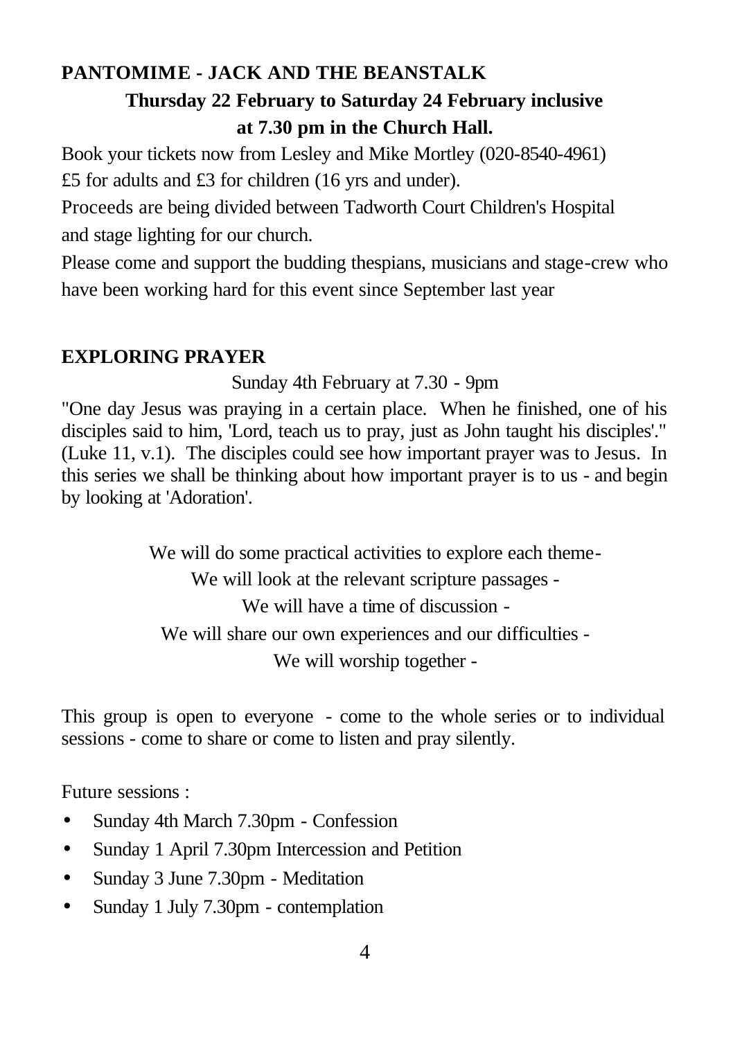## PANTOMIME - JACK AND THE BEANSTALK

**Thursday 22 February to Saturday 24 February inclusive at 7.30 pm in the Church Hall.**

Book your tickets now from Lesley and Mike Mortley (020-8540-4961)
£5 for adults and £3 for children (16 yrs and under).
Proceeds are being divided between Tadworth Court Children's Hospital and stage lighting for our church.
Please come and support the budding thespians, musicians and stage-crew who have been working hard for this event since September last year

## EXPLORING PRAYER

Sunday 4th February at 7.30 - 9pm

"One day Jesus was praying in a certain place. When he finished, one of his disciples said to him, 'Lord, teach us to pray, just as John taught his disciples'." (Luke 11, v.1). The disciples could see how important prayer was to Jesus. In this series we shall be thinking about how important prayer is to us - and begin by looking at 'Adoration'.

We will do some practical activities to explore each theme-
We will look at the relevant scripture passages -
We will have a time of discussion -
We will share our own experiences and our difficulties -
We will worship together -

This group is open to everyone - come to the whole series or to individual sessions - come to share or come to listen and pray silently.

Future sessions :

- Sunday 4th March 7.30pm - Confession
- Sunday 1 April 7.30pm Intercession and Petition
- Sunday 3 June 7.30pm - Meditation
- Sunday 1 July 7.30pm - contemplation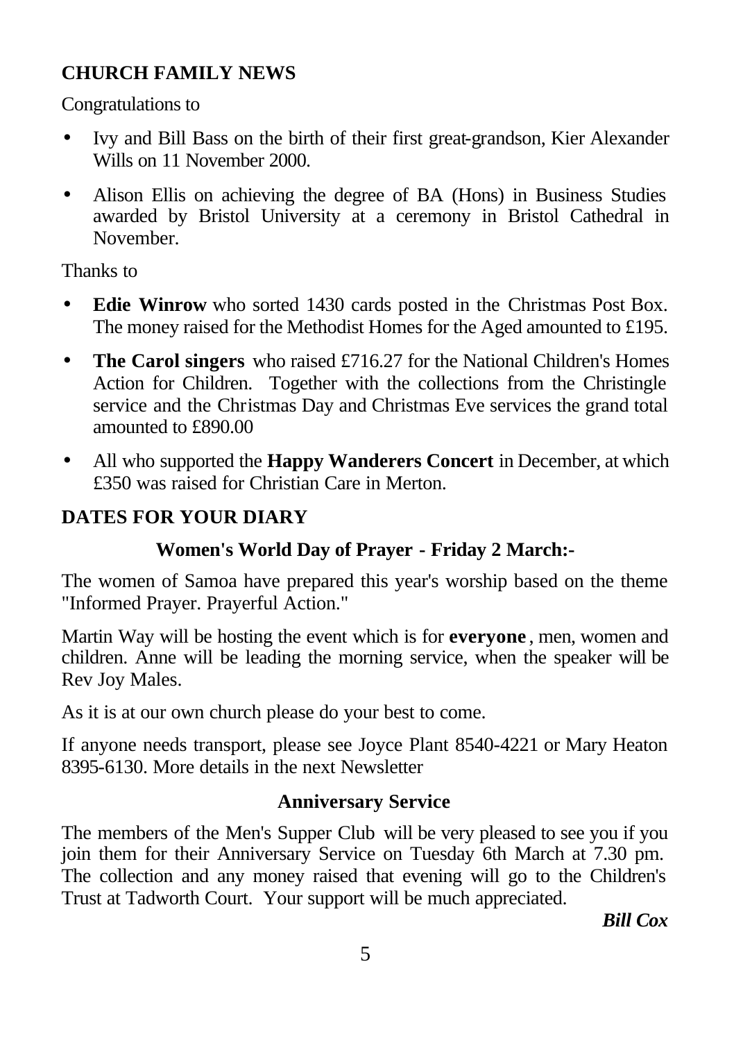## CHURCH FAMILY NEWS

Congratulations to

- Ivy and Bill Bass on the birth of their first great-grandson, Kier Alexander Wills on 11 November 2000.
- Alison Ellis on achieving the degree of BA (Hons) in Business Studies awarded by Bristol University at a ceremony in Bristol Cathedral in November.

Thanks to

- **Edie Winrow** who sorted 1430 cards posted in the Christmas Post Box. The money raised for the Methodist Homes for the Aged amounted to £195.
- **The Carol singers** who raised £716.27 for the National Children's Homes Action for Children. Together with the collections from the Christingle service and the Christmas Day and Christmas Eve services the grand total amounted to £890.00
- All who supported the **Happy Wanderers Concert** in December, at which £350 was raised for Christian Care in Merton.

## DATES FOR YOUR DIARY

### Women's World Day of Prayer - Friday 2 March:-

The women of Samoa have prepared this year's worship based on the theme "Informed Prayer. Prayerful Action."

Martin Way will be hosting the event which is for **everyone**, men, women and children. Anne will be leading the morning service, when the speaker will be Rev Joy Males.

As it is at our own church please do your best to come.

If anyone needs transport, please see Joyce Plant 8540-4221 or Mary Heaton 8395-6130. More details in the next Newsletter

### Anniversary Service

The members of the Men's Supper Club will be very pleased to see you if you join them for their Anniversary Service on Tuesday 6th March at 7.30 pm. The collection and any money raised that evening will go to the Children's Trust at Tadworth Court. Your support will be much appreciated.

***Bill Cox***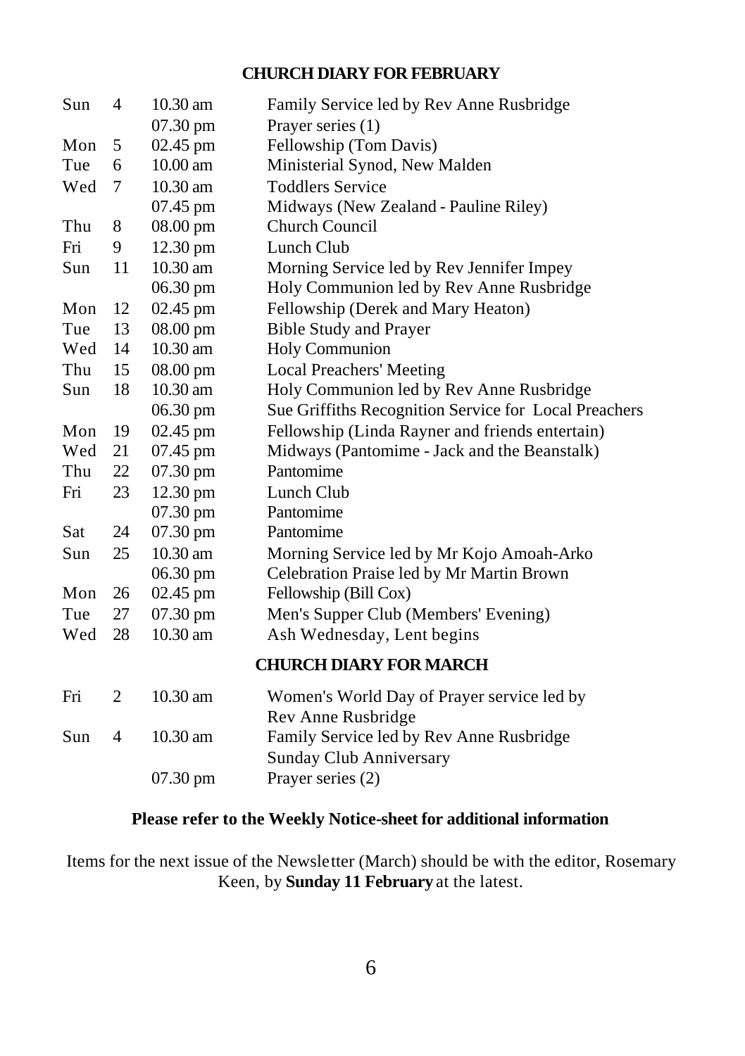## CHURCH DIARY FOR FEBRUARY

| | | | |
|---|---|---|---|
| Sun | 4 | 10.30 am | Family Service led by Rev Anne Rusbridge |
| | | 07.30 pm | Prayer series (1) |
| Mon | 5 | 02.45 pm | Fellowship (Tom Davis) |
| Tue | 6 | 10.00 am | Ministerial Synod, New Malden |
| Wed | 7 | 10.30 am | Toddlers Service |
| | | 07.45 pm | Midways (New Zealand - Pauline Riley) |
| Thu | 8 | 08.00 pm | Church Council |
| Fri | 9 | 12.30 pm | Lunch Club |
| Sun | 11 | 10.30 am | Morning Service led by Rev Jennifer Impey |
| | | 06.30 pm | Holy Communion led by Rev Anne Rusbridge |
| Mon | 12 | 02.45 pm | Fellowship (Derek and Mary Heaton) |
| Tue | 13 | 08.00 pm | Bible Study and Prayer |
| Wed | 14 | 10.30 am | Holy Communion |
| Thu | 15 | 08.00 pm | Local Preachers' Meeting |
| Sun | 18 | 10.30 am | Holy Communion led by Rev Anne Rusbridge |
| | | 06.30 pm | Sue Griffiths Recognition Service for Local Preachers |
| Mon | 19 | 02.45 pm | Fellowship (Linda Rayner and friends entertain) |
| Wed | 21 | 07.45 pm | Midways (Pantomime - Jack and the Beanstalk) |
| Thu | 22 | 07.30 pm | Pantomime |
| Fri | 23 | 12.30 pm | Lunch Club |
| | | 07.30 pm | Pantomime |
| Sat | 24 | 07.30 pm | Pantomime |
| Sun | 25 | 10.30 am | Morning Service led by Mr Kojo Amoah-Arko |
| | | 06.30 pm | Celebration Praise led by Mr Martin Brown |
| Mon | 26 | 02.45 pm | Fellowship (Bill Cox) |
| Tue | 27 | 07.30 pm | Men's Supper Club (Members' Evening) |
| Wed | 28 | 10.30 am | Ash Wednesday, Lent begins |

## CHURCH DIARY FOR MARCH

| | | | |
|---|---|---|---|
| Fri | 2 | 10.30 am | Women's World Day of Prayer service led by Rev Anne Rusbridge |
| Sun | 4 | 10.30 am | Family Service led by Rev Anne Rusbridge<br>Sunday Club Anniversary |
| | | 07.30 pm | Prayer series (2) |

**Please refer to the Weekly Notice-sheet for additional information**

Items for the next issue of the Newsletter (March) should be with the editor, Rosemary Keen, by **Sunday 11 February** at the latest.